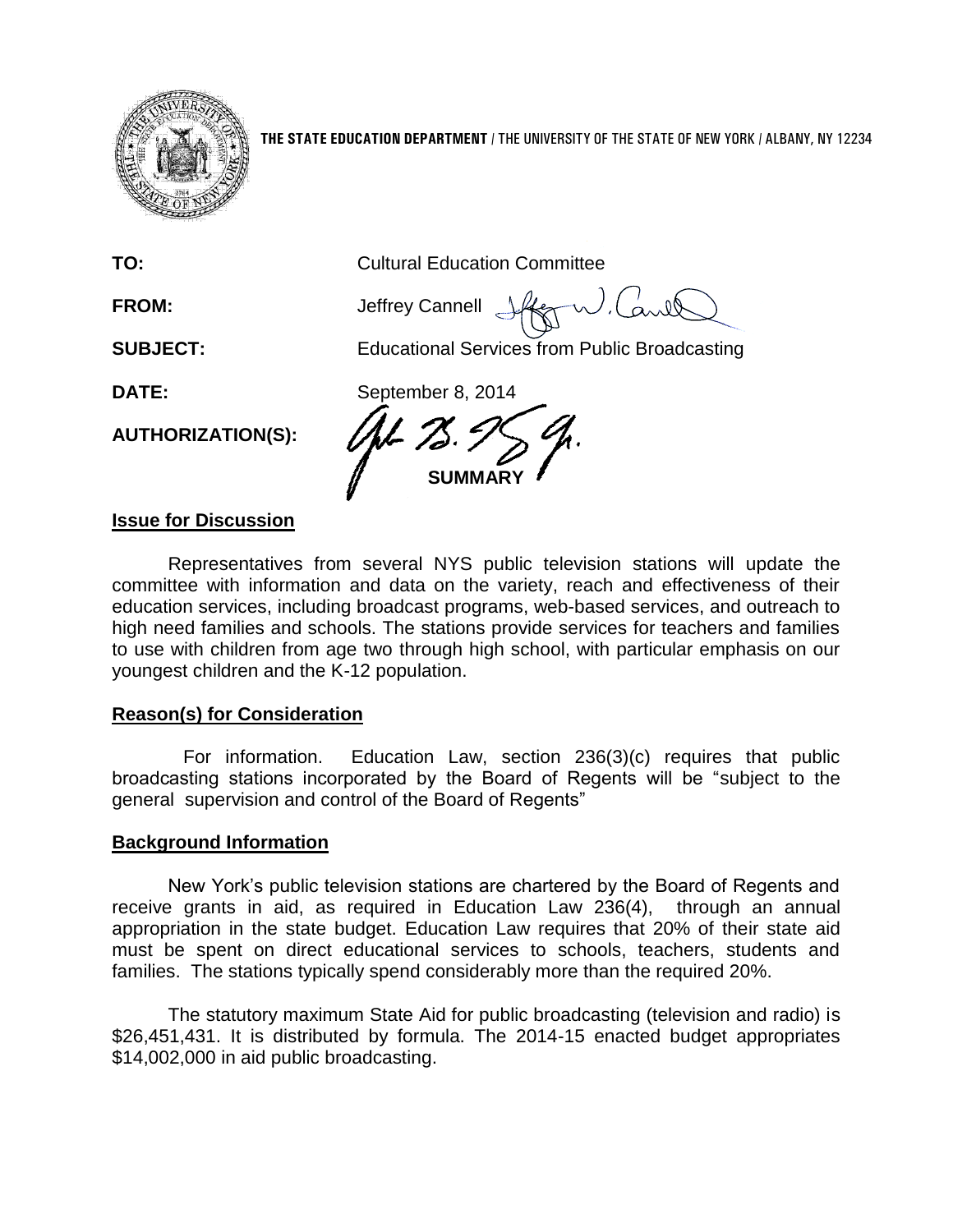**THE STATE EDUCATION DEPARTMENT** / THE UNIVERSITY OF THE STATE OF NEW YORK / ALBANY, NY 12234

**TO:** Cultural Education Committee

**FROM:** Jeffrey Cannell

**SUBJECT:** Educational Services from Public Broadcasting

**DATE:** September 8, 2014

**AUTHORIZATION(S):**

## SUMMARY

### Issue for Discussion

Representatives from several NYS public television stations will update the committee with information and data on the variety, reach and effectiveness of their education services, including broadcast programs, web-based services, and outreach to high need families and schools. The stations provide services for teachers and families to use with children from age two through high school, with particular emphasis on our youngest children and the K-12 population.

### Reason(s) for Consideration

For information. Education Law, section 236(3)(c) requires that public broadcasting stations incorporated by the Board of Regents will be "subject to the general supervision and control of the Board of Regents"

### Background Information

New York's public television stations are chartered by the Board of Regents and receive grants in aid, as required in Education Law 236(4), through an annual appropriation in the state budget. Education Law requires that 20% of their state aid must be spent on direct educational services to schools, teachers, students and families. The stations typically spend considerably more than the required 20%.

The statutory maximum State Aid for public broadcasting (television and radio) is $26,451,431. It is distributed by formula. The 2014-15 enacted budget appropriates $14,002,000 in aid public broadcasting.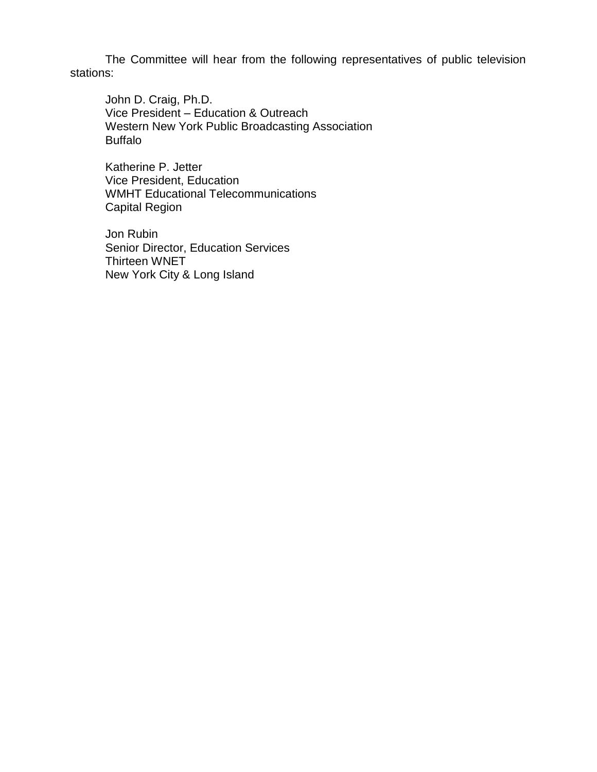The Committee will hear from the following representatives of public television stations:

John D. Craig, Ph.D.
Vice President – Education & Outreach
Western New York Public Broadcasting Association
Buffalo

Katherine P. Jetter
Vice President, Education
WMHT Educational Telecommunications
Capital Region

Jon Rubin
Senior Director, Education Services
Thirteen WNET
New York City & Long Island